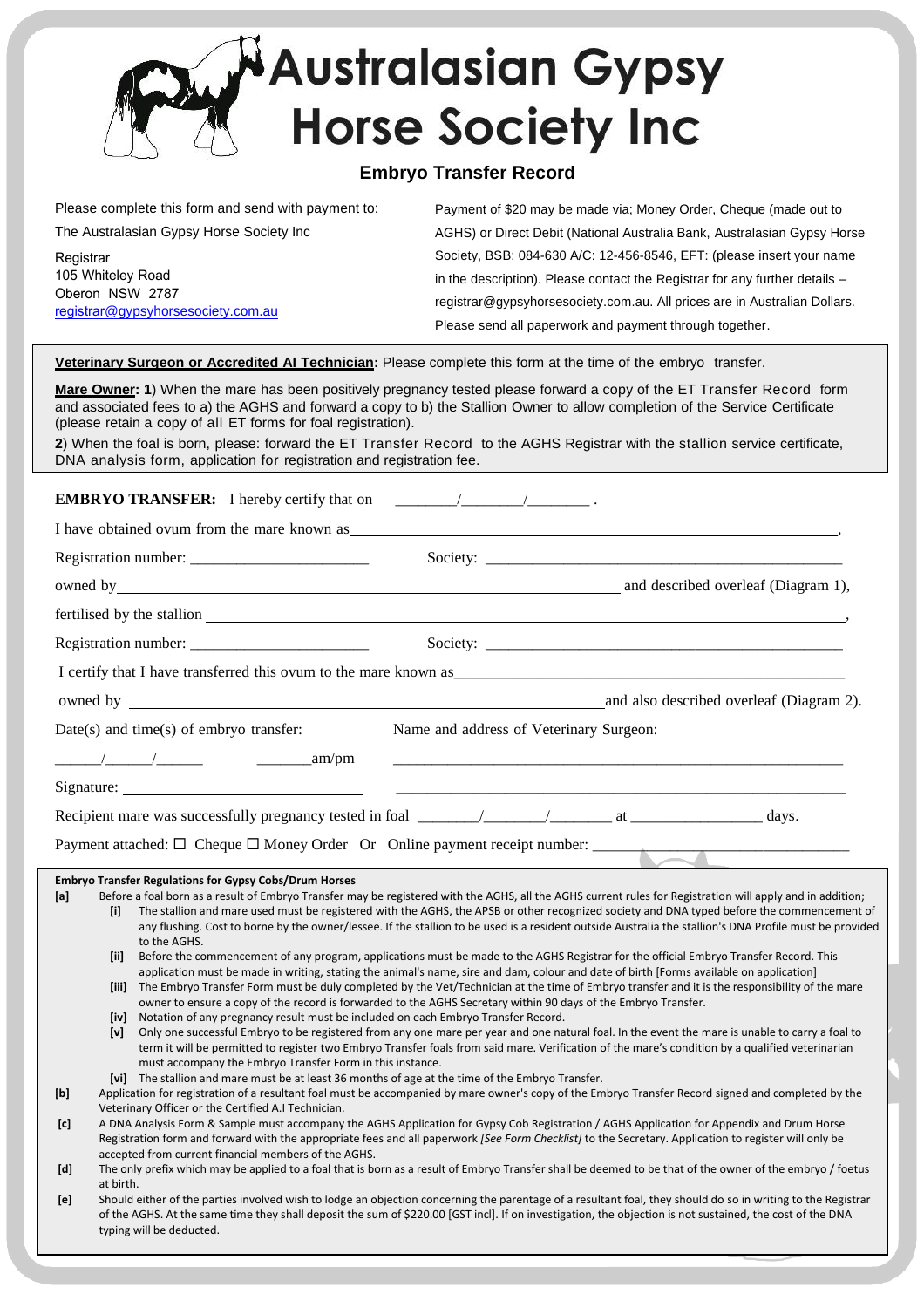# Australasian Gypsy Horse Society Inc

## Embryo Transfer Record

Please complete this form and send with payment to:

The Australasian Gypsy Horse Society Inc

Registrar
105 Whiteley Road
Oberon NSW 2787
registrar@gypsyhorsesociety.com.au

Payment of $20 may be made via; Money Order, Cheque (made out to AGHS) or Direct Debit (National Australia Bank, Australasian Gypsy Horse Society, BSB: 084-630 A/C: 12-456-8546, EFT: (please insert your name in the description). Please contact the Registrar for any further details – registrar@gypsyhorsesociety.com.au. All prices are in Australian Dollars. Please send all paperwork and payment through together.

**Veterinary Surgeon or Accredited AI Technician:** Please complete this form at the time of the embryo transfer.

**Mare Owner: 1**) When the mare has been positively pregnancy tested please forward a copy of the ET Transfer Record form and associated fees to a) the AGHS and forward a copy to b) the Stallion Owner to allow completion of the Service Certificate (please retain a copy of all ET forms for foal registration).

**2**) When the foal is born, please: forward the ET Transfer Record to the AGHS Registrar with the stallion service certificate, DNA analysis form, application for registration and registration fee.

**EMBRYO TRANSFER:** I hereby certify that on \_\_\_\_\_\_\_/\_\_\_\_\_\_\_/\_\_\_\_\_\_\_ .

I have obtained ovum from the mare known as \_\_\_\_\_\_\_\_\_\_\_\_\_\_\_\_\_\_\_\_\_\_\_\_\_\_\_\_\_\_,

Registration number: \_\_\_\_\_\_\_\_\_\_\_\_\_\_\_\_\_\_\_\_ Society: \_\_\_\_\_\_\_\_\_\_\_\_\_\_\_\_\_\_\_\_\_\_\_\_\_\_\_\_\_\_

owned by \_\_\_\_\_\_\_\_\_\_\_\_\_\_\_\_\_\_\_\_\_\_\_\_\_\_\_\_\_\_ and described overleaf (Diagram 1),

fertilised by the stallion \_\_\_\_\_\_\_\_\_\_\_\_\_\_\_\_\_\_\_\_\_\_\_\_\_\_\_\_\_\_,

Registration number: \_\_\_\_\_\_\_\_\_\_\_\_\_\_\_\_\_\_\_\_ Society: \_\_\_\_\_\_\_\_\_\_\_\_\_\_\_\_\_\_\_\_\_\_\_\_\_\_\_\_\_\_

I certify that I have transferred this ovum to the mare known as \_\_\_\_\_\_\_\_\_\_\_\_\_\_\_\_\_\_\_\_\_\_\_\_\_\_\_\_\_\_

owned by \_\_\_\_\_\_\_\_\_\_\_\_\_\_\_\_\_\_\_\_\_\_\_\_\_\_\_\_\_\_ and also described overleaf (Diagram 2).

Date(s) and time(s) of embryo transfer: Name and address of Veterinary Surgeon:

\_\_\_\_\_/\_\_\_\_\_/\_\_\_\_\_ \_\_\_\_\_\_\_am/pm \_\_\_\_\_\_\_\_\_\_\_\_\_\_\_\_\_\_\_\_\_\_\_\_\_\_\_\_\_\_

Signature: \_\_\_\_\_\_\_\_\_\_\_\_\_\_\_\_\_\_\_\_\_\_\_\_\_\_\_\_\_\_ \_\_\_\_\_\_\_\_\_\_\_\_\_\_\_\_\_\_\_\_\_\_\_\_\_\_\_\_\_\_

Recipient mare was successfully pregnancy tested in foal \_\_\_\_\_\_\_/\_\_\_\_\_\_\_/\_\_\_\_\_\_\_ at \_\_\_\_\_\_\_\_\_\_\_\_\_\_\_\_ days.

Payment attached: ☐ Cheque ☐ Money Order Or Online payment receipt number: \_\_\_\_\_\_\_\_\_\_\_\_\_\_\_\_\_\_\_\_\_\_\_\_\_\_\_\_\_\_

**Embryo Transfer Regulations for Gypsy Cobs/Drum Horses**

**[a]** Before a foal born as a result of Embryo Transfer may be registered with the AGHS, all the AGHS current rules for Registration will apply and in addition;

- **[i]** The stallion and mare used must be registered with the AGHS, the APSB or other recognized society and DNA typed before the commencement of any flushing. Cost to borne by the owner/lessee. If the stallion to be used is a resident outside Australia the stallion's DNA Profile must be provided to the AGHS.
- **[ii]** Before the commencement of any program, applications must be made to the AGHS Registrar for the official Embryo Transfer Record. This application must be made in writing, stating the animal's name, sire and dam, colour and date of birth [Forms available on application]
- **[iii]** The Embryo Transfer Form must be duly completed by the Vet/Technician at the time of Embryo transfer and it is the responsibility of the mare owner to ensure a copy of the record is forwarded to the AGHS Secretary within 90 days of the Embryo Transfer.
- **[iv]** Notation of any pregnancy result must be included on each Embryo Transfer Record.
- **[v]** Only one successful Embryo to be registered from any one mare per year and one natural foal. In the event the mare is unable to carry a foal to term it will be permitted to register two Embryo Transfer foals from said mare. Verification of the mare's condition by a qualified veterinarian must accompany the Embryo Transfer Form in this instance.
- **[vi]** The stallion and mare must be at least 36 months of age at the time of the Embryo Transfer.

**[b]** Application for registration of a resultant foal must be accompanied by mare owner's copy of the Embryo Transfer Record signed and completed by the Veterinary Officer or the Certified A.I Technician.

**[c]** A DNA Analysis Form & Sample must accompany the AGHS Application for Gypsy Cob Registration / AGHS Application for Appendix and Drum Horse Registration form and forward with the appropriate fees and all paperwork *[See Form Checklist]* to the Secretary. Application to register will only be accepted from current financial members of the AGHS.

**[d]** The only prefix which may be applied to a foal that is born as a result of Embryo Transfer shall be deemed to be that of the owner of the embryo / foetus at birth.

**[e]** Should either of the parties involved wish to lodge an objection concerning the parentage of a resultant foal, they should do so in writing to the Registrar of the AGHS. At the same time they shall deposit the sum of $220.00 [GST incl]. If on investigation, the objection is not sustained, the cost of the DNA typing will be deducted.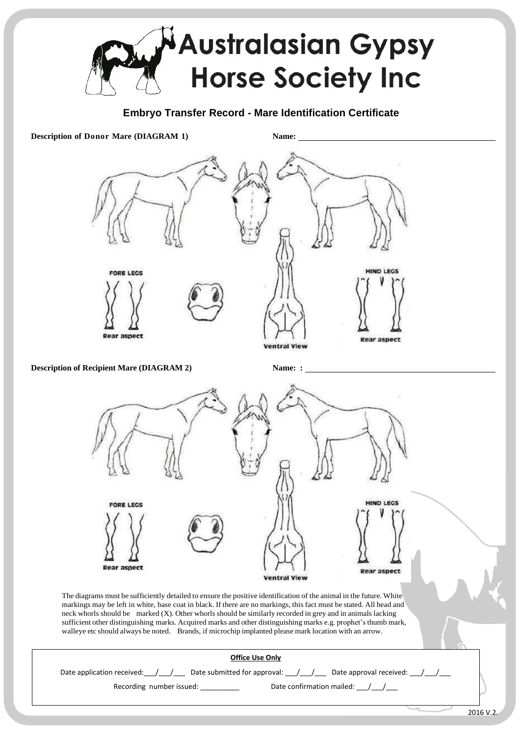# Australasian Gypsy Horse Society Inc

## Embryo Transfer Record - Mare Identification Certificate

**Description of Donor Mare (DIAGRAM 1)** **Name:** ________________________________

FORE LEGS

Rear aspect

Ventral View

HIND LEGS

Rear aspect

**Description of Recipient Mare (DIAGRAM 2)** **Name: :** ________________________________

FORE LEGS

Rear aspect

Ventral View

HIND LEGS

Rear aspect

The diagrams must be sufficiently detailed to ensure the positive identification of the animal in the future. White markings may be left in white, base coat in black. If there are no markings, this fact must be stated. All head and neck whorls should be marked (X). Other whorls should be similarly recorded in grey and in animals lacking sufficient other distinguishing marks. Acquired marks and other distinguishing marks e.g. prophet's thumb mark, walleye etc should always be noted. Brands, if microchip implanted please mark location with an arrow.

**Office Use Only**

Date application received:___/___/___ Date submitted for approval: ___/___/___ Date approval received: ___/___/___

Recording number issued: __________ Date confirmation mailed: ___/___/___

2016 V.2.